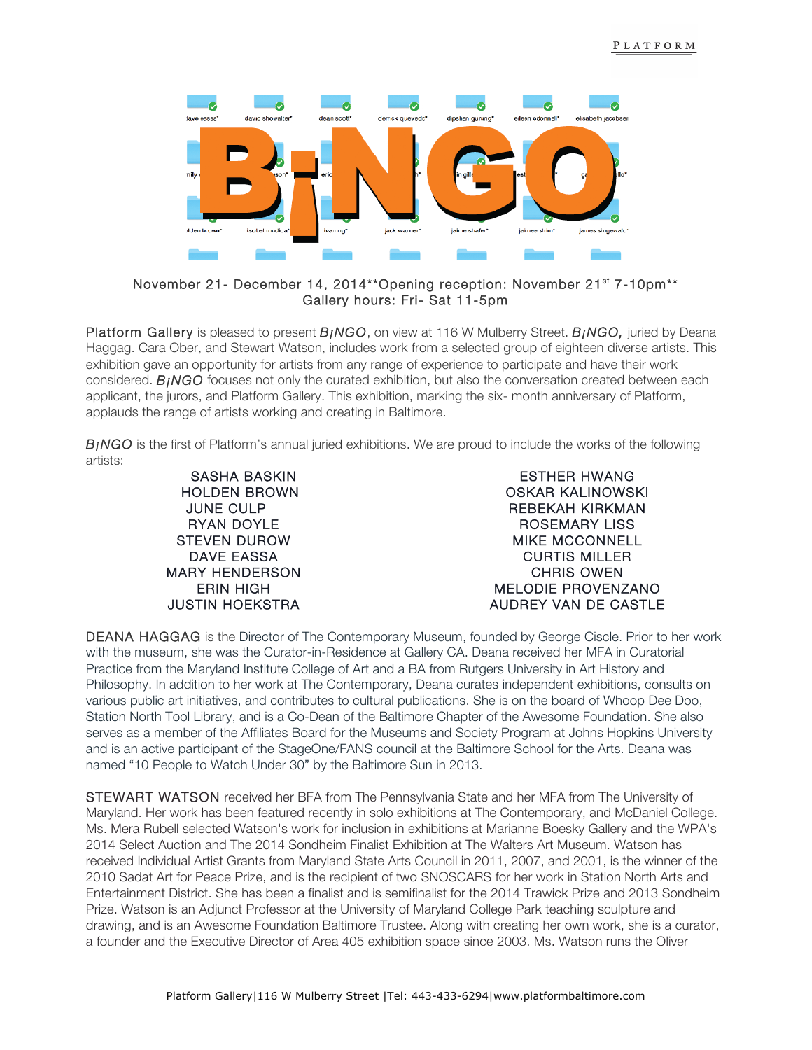November 21- December 14, 2014**Opening reception: November 21st 7-10pm**
Gallery hours: Fri- Sat 11-5pm

Platform Gallery is pleased to present *B¡NGO*, on view at 116 W Mulberry Street. ***B¡NGO,*** juried by Deana Haggag. Cara Ober, and Stewart Watson, includes work from a selected group of eighteen diverse artists. This exhibition gave an opportunity for artists from any range of experience to participate and have their work considered. *B¡NGO* focuses not only the curated exhibition, but also the conversation created between each applicant, the jurors, and Platform Gallery. This exhibition, marking the six- month anniversary of Platform, applauds the range of artists working and creating in Baltimore.

*B¡NGO* is the first of Platform's annual juried exhibitions. We are proud to include the works of the following artists:

SASHA BASKIN
HOLDEN BROWN
JUNE CULP
RYAN DOYLE
STEVEN DUROW
DAVE EASSA
MARY HENDERSON
ERIN HIGH
JUSTIN HOEKSTRA
ESTHER HWANG
OSKAR KALINOWSKI
REBEKAH KIRKMAN
ROSEMARY LISS
MIKE MCCONNELL
CURTIS MILLER
CHRIS OWEN
MELODIE PROVENZANO
AUDREY VAN DE CASTLE

DEANA HAGGAG is the Director of The Contemporary Museum, founded by George Ciscle. Prior to her work with the museum, she was the Curator-in-Residence at Gallery CA. Deana received her MFA in Curatorial Practice from the Maryland Institute College of Art and a BA from Rutgers University in Art History and Philosophy. In addition to her work at The Contemporary, Deana curates independent exhibitions, consults on various public art initiatives, and contributes to cultural publications. She is on the board of Whoop Dee Doo, Station North Tool Library, and is a Co-Dean of the Baltimore Chapter of the Awesome Foundation. She also serves as a member of the Affiliates Board for the Museums and Society Program at Johns Hopkins University and is an active participant of the StageOne/FANS council at the Baltimore School for the Arts. Deana was named "10 People to Watch Under 30" by the Baltimore Sun in 2013.

STEWART WATSON received her BFA from The Pennsylvania State and her MFA from The University of Maryland. Her work has been featured recently in solo exhibitions at The Contemporary, and McDaniel College. Ms. Mera Rubell selected Watson's work for inclusion in exhibitions at Marianne Boesky Gallery and the WPA's 2014 Select Auction and The 2014 Sondheim Finalist Exhibition at The Walters Art Museum. Watson has received Individual Artist Grants from Maryland State Arts Council in 2011, 2007, and 2001, is the winner of the 2010 Sadat Art for Peace Prize, and is the recipient of two SNOSCARS for her work in Station North Arts and Entertainment District. She has been a finalist and is semifinalist for the 2014 Trawick Prize and 2013 Sondheim Prize. Watson is an Adjunct Professor at the University of Maryland College Park teaching sculpture and drawing, and is an Awesome Foundation Baltimore Trustee. Along with creating her own work, she is a curator, a founder and the Executive Director of Area 405 exhibition space since 2003. Ms. Watson runs the Oliver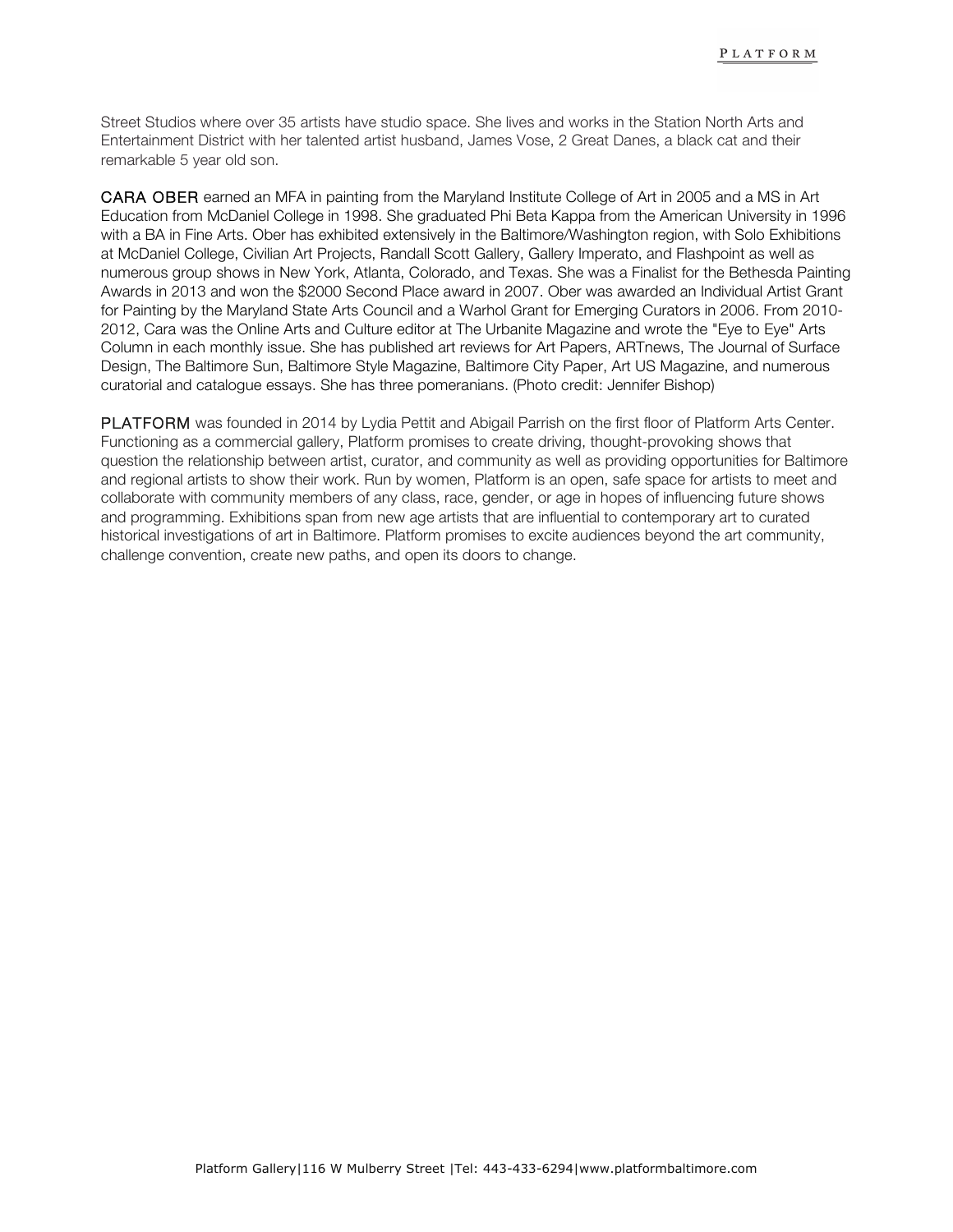Street Studios where over 35 artists have studio space. She lives and works in the Station North Arts and Entertainment District with her talented artist husband, James Vose, 2 Great Danes, a black cat and their remarkable 5 year old son.

**CARA OBER** earned an MFA in painting from the Maryland Institute College of Art in 2005 and a MS in Art Education from McDaniel College in 1998. She graduated Phi Beta Kappa from the American University in 1996 with a BA in Fine Arts. Ober has exhibited extensively in the Baltimore/Washington region, with Solo Exhibitions at McDaniel College, Civilian Art Projects, Randall Scott Gallery, Gallery Imperato, and Flashpoint as well as numerous group shows in New York, Atlanta, Colorado, and Texas. She was a Finalist for the Bethesda Painting Awards in 2013 and won the $2000 Second Place award in 2007. Ober was awarded an Individual Artist Grant for Painting by the Maryland State Arts Council and a Warhol Grant for Emerging Curators in 2006. From 2010-2012, Cara was the Online Arts and Culture editor at The Urbanite Magazine and wrote the "Eye to Eye" Arts Column in each monthly issue. She has published art reviews for Art Papers, ARTnews, The Journal of Surface Design, The Baltimore Sun, Baltimore Style Magazine, Baltimore City Paper, Art US Magazine, and numerous curatorial and catalogue essays. She has three pomeranians. (Photo credit: Jennifer Bishop)

**PLATFORM** was founded in 2014 by Lydia Pettit and Abigail Parrish on the first floor of Platform Arts Center. Functioning as a commercial gallery, Platform promises to create driving, thought-provoking shows that question the relationship between artist, curator, and community as well as providing opportunities for Baltimore and regional artists to show their work. Run by women, Platform is an open, safe space for artists to meet and collaborate with community members of any class, race, gender, or age in hopes of influencing future shows and programming. Exhibitions span from new age artists that are influential to contemporary art to curated historical investigations of art in Baltimore. Platform promises to excite audiences beyond the art community, challenge convention, create new paths, and open its doors to change.

Platform Gallery|116 W Mulberry Street |Tel: 443-433-6294|www.platformbaltimore.com